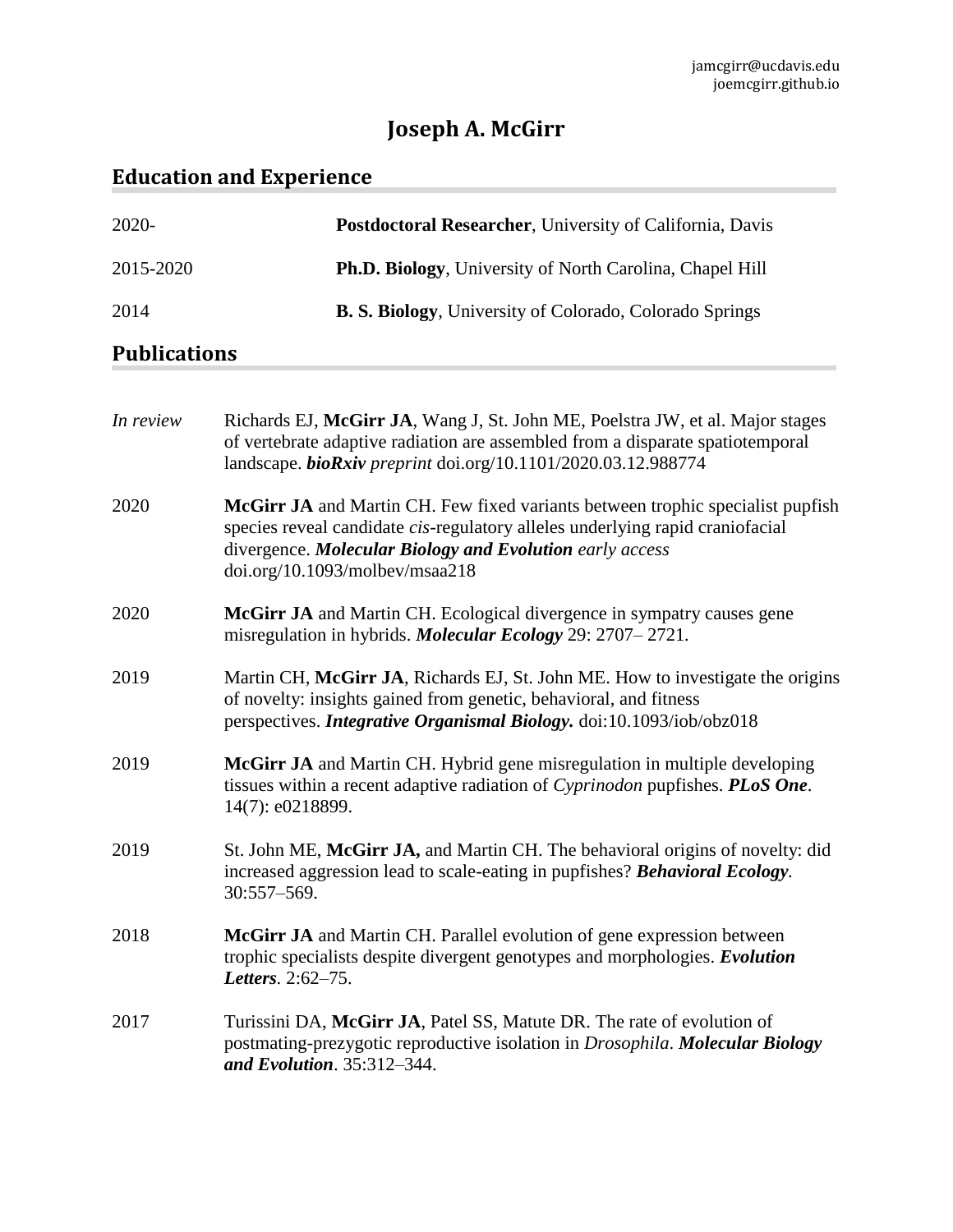jamcgirr@ucdavis.edu
joemcgirr.github.io

# Joseph A. McGirr

## Education and Experience

2020- **Postdoctoral Researcher**, University of California, Davis

2015-2020 **Ph.D. Biology**, University of North Carolina, Chapel Hill

2014 **B. S. Biology**, University of Colorado, Colorado Springs

## Publications

*In review* Richards EJ, **McGirr JA**, Wang J, St. John ME, Poelstra JW, et al. Major stages of vertebrate adaptive radiation are assembled from a disparate spatiotemporal landscape. ***bioRxiv*** *preprint* doi.org/10.1101/2020.03.12.988774

2020 **McGirr JA** and Martin CH. Few fixed variants between trophic specialist pupfish species reveal candidate *cis*-regulatory alleles underlying rapid craniofacial divergence. ***Molecular Biology and Evolution*** *early access* doi.org/10.1093/molbev/msaa218

2020 **McGirr JA** and Martin CH. Ecological divergence in sympatry causes gene misregulation in hybrids. ***Molecular Ecology*** 29: 2707– 2721.

2019 Martin CH, **McGirr JA**, Richards EJ, St. John ME. How to investigate the origins of novelty: insights gained from genetic, behavioral, and fitness perspectives. ***Integrative Organismal Biology.*** doi:10.1093/iob/obz018

2019 **McGirr JA** and Martin CH. Hybrid gene misregulation in multiple developing tissues within a recent adaptive radiation of *Cyprinodon* pupfishes. ***PLoS One***. 14(7): e0218899.

2019 St. John ME, **McGirr JA,** and Martin CH. The behavioral origins of novelty: did increased aggression lead to scale-eating in pupfishes? ***Behavioral Ecology***. 30:557–569.

2018 **McGirr JA** and Martin CH. Parallel evolution of gene expression between trophic specialists despite divergent genotypes and morphologies. ***Evolution Letters***. 2:62–75.

2017 Turissini DA, **McGirr JA**, Patel SS, Matute DR. The rate of evolution of postmating-prezygotic reproductive isolation in *Drosophila*. ***Molecular Biology and Evolution***. 35:312–344.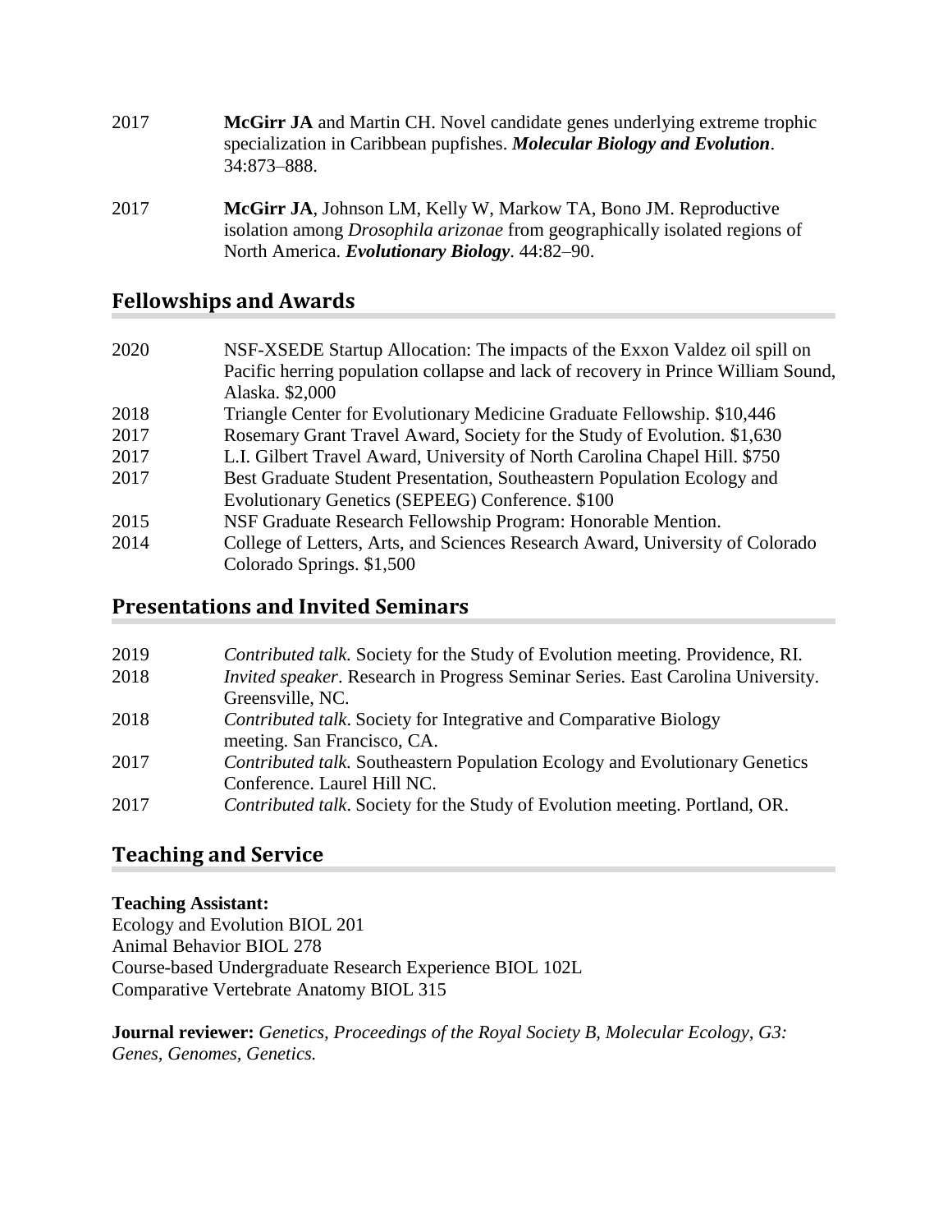2017 **McGirr JA** and Martin CH. Novel candidate genes underlying extreme trophic specialization in Caribbean pupfishes. ***Molecular Biology and Evolution***. 34:873–888.

2017 **McGirr JA**, Johnson LM, Kelly W, Markow TA, Bono JM. Reproductive isolation among *Drosophila arizonae* from geographically isolated regions of North America. ***Evolutionary Biology***. 44:82–90.

## Fellowships and Awards

2020 NSF-XSEDE Startup Allocation: The impacts of the Exxon Valdez oil spill on Pacific herring population collapse and lack of recovery in Prince William Sound, Alaska. $2,000

2018 Triangle Center for Evolutionary Medicine Graduate Fellowship. $10,446

2017 Rosemary Grant Travel Award, Society for the Study of Evolution. $1,630

2017 L.I. Gilbert Travel Award, University of North Carolina Chapel Hill. $750

2017 Best Graduate Student Presentation, Southeastern Population Ecology and Evolutionary Genetics (SEPEEG) Conference. $100

2015 NSF Graduate Research Fellowship Program: Honorable Mention.

2014 College of Letters, Arts, and Sciences Research Award, University of Colorado Colorado Springs. $1,500

## Presentations and Invited Seminars

2019 *Contributed talk.* Society for the Study of Evolution meeting. Providence, RI.

2018 *Invited speaker*. Research in Progress Seminar Series. East Carolina University. Greensville, NC.

2018 *Contributed talk*. Society for Integrative and Comparative Biology meeting. San Francisco, CA.

2017 *Contributed talk.* Southeastern Population Ecology and Evolutionary Genetics Conference. Laurel Hill NC.

2017 *Contributed talk*. Society for the Study of Evolution meeting. Portland, OR.

## Teaching and Service

**Teaching Assistant:**
Ecology and Evolution BIOL 201
Animal Behavior BIOL 278
Course-based Undergraduate Research Experience BIOL 102L
Comparative Vertebrate Anatomy BIOL 315

**Journal reviewer:** *Genetics, Proceedings of the Royal Society B, Molecular Ecology, G3: Genes, Genomes, Genetics.*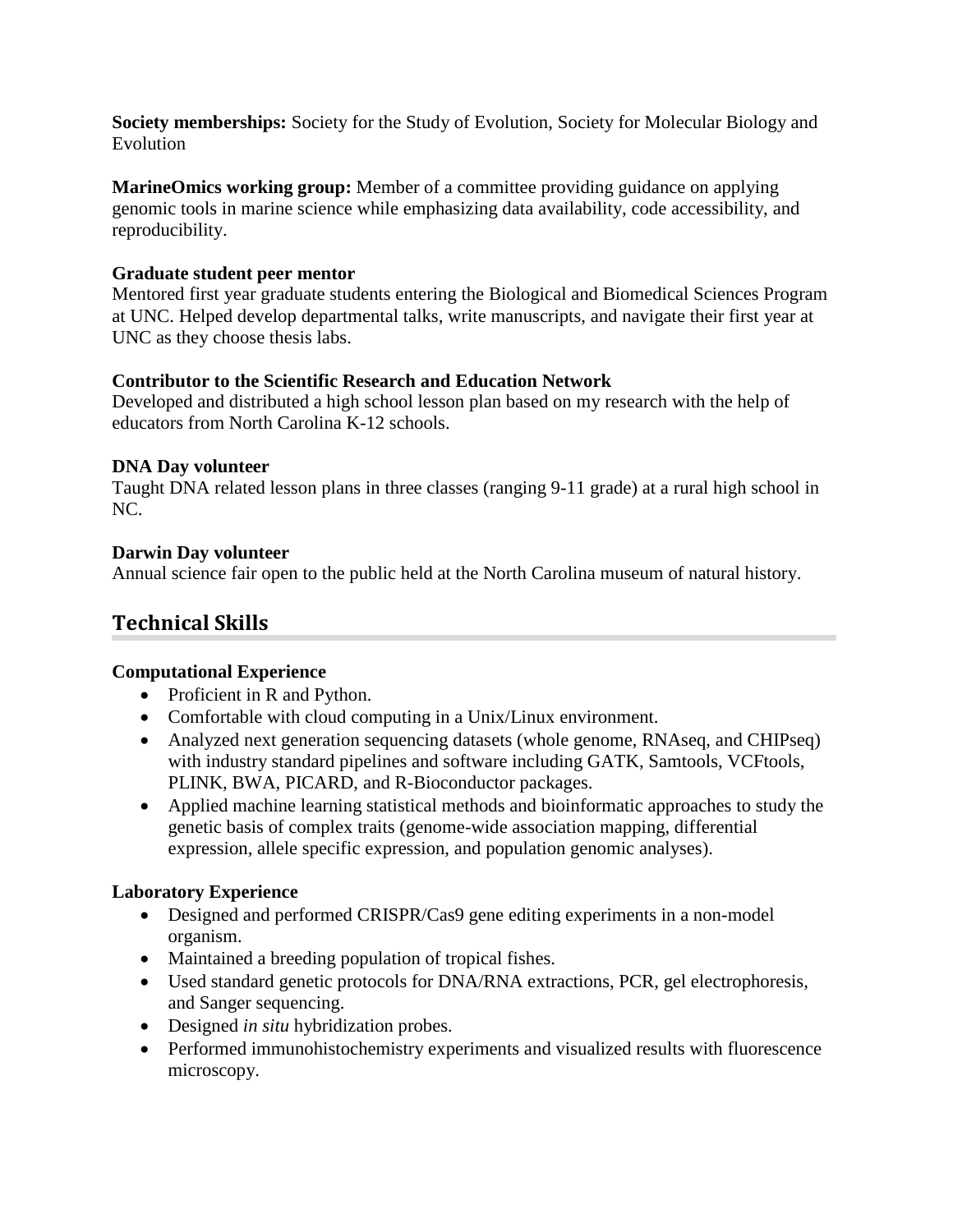**Society memberships:** Society for the Study of Evolution, Society for Molecular Biology and Evolution

**MarineOmics working group:** Member of a committee providing guidance on applying genomic tools in marine science while emphasizing data availability, code accessibility, and reproducibility.

**Graduate student peer mentor**
Mentored first year graduate students entering the Biological and Biomedical Sciences Program at UNC. Helped develop departmental talks, write manuscripts, and navigate their first year at UNC as they choose thesis labs.

**Contributor to the Scientific Research and Education Network**
Developed and distributed a high school lesson plan based on my research with the help of educators from North Carolina K-12 schools.

**DNA Day volunteer**
Taught DNA related lesson plans in three classes (ranging 9-11 grade) at a rural high school in NC.

**Darwin Day volunteer**
Annual science fair open to the public held at the North Carolina museum of natural history.

## Technical Skills

**Computational Experience**

- Proficient in R and Python.
- Comfortable with cloud computing in a Unix/Linux environment.
- Analyzed next generation sequencing datasets (whole genome, RNAseq, and CHIPseq) with industry standard pipelines and software including GATK, Samtools, VCFtools, PLINK, BWA, PICARD, and R-Bioconductor packages.
- Applied machine learning statistical methods and bioinformatic approaches to study the genetic basis of complex traits (genome-wide association mapping, differential expression, allele specific expression, and population genomic analyses).

**Laboratory Experience**

- Designed and performed CRISPR/Cas9 gene editing experiments in a non-model organism.
- Maintained a breeding population of tropical fishes.
- Used standard genetic protocols for DNA/RNA extractions, PCR, gel electrophoresis, and Sanger sequencing.
- Designed *in situ* hybridization probes.
- Performed immunohistochemistry experiments and visualized results with fluorescence microscopy.